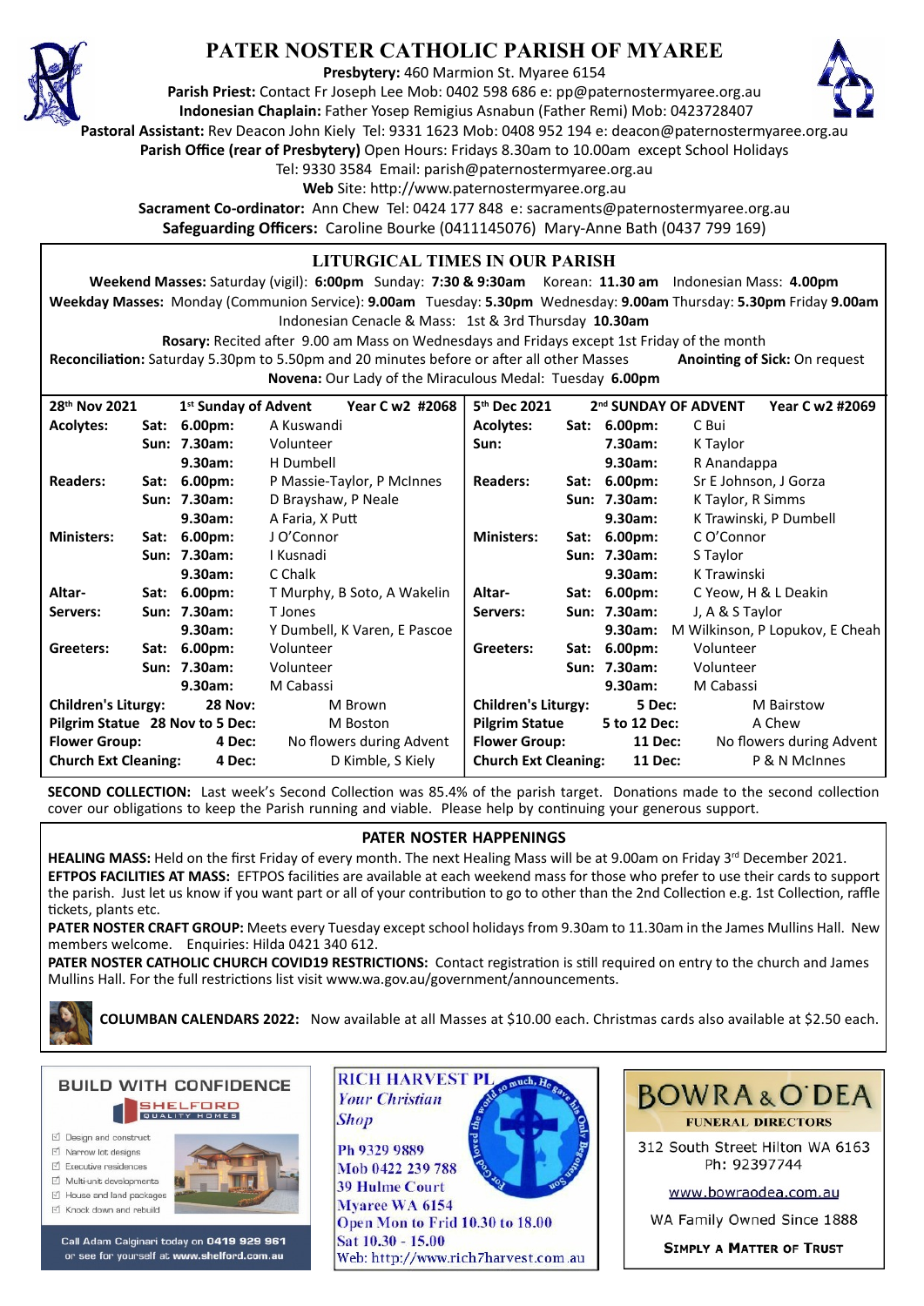# PATER NOSTER CATHOLIC PARISH OF MYAREE

**Presbytery:** 460 Marmion St. Myaree 6154
**Parish Priest:** Contact Fr Joseph Lee Mob: 0402 598 686 e: pp@paternostermyaree.org.au
**Indonesian Chaplain:** Father Yosep Remigius Asnabun (Father Remi) Mob: 0423728407
**Pastoral Assistant:** Rev Deacon John Kiely Tel: 9331 1623 Mob: 0408 952 194 e: deacon@paternostermyaree.org.au
**Parish Office (rear of Presbytery)** Open Hours: Fridays 8.30am to 10.00am except School Holidays
Tel: 9330 3584 Email: parish@paternostermyaree.org.au
**Web** Site: http://www.paternostermyaree.org.au
**Sacrament Co-ordinator:** Ann Chew Tel: 0424 177 848 e: sacraments@paternostermyaree.org.au
**Safeguarding Officers:** Caroline Bourke (0411145076) Mary-Anne Bath (0437 799 169)

## LITURGICAL TIMES IN OUR PARISH

**Weekend Masses:** Saturday (vigil): **6:00pm** Sunday: **7:30 & 9:30am** Korean: **11.30 am** Indonesian Mass: **4.00pm**
**Weekday Masses:** Monday (Communion Service): **9.00am** Tuesday: **5.30pm** Wednesday: **9.00am** Thursday: **5.30pm** Friday **9.00am**
Indonesian Cenacle & Mass: 1st & 3rd Thursday **10.30am**
**Rosary:** Recited after 9.00 am Mass on Wednesdays and Fridays except 1st Friday of the month
**Reconciliation:** Saturday 5.30pm to 5.50pm and 20 minutes before or after all other Masses **Anointing of Sick:** On request
**Novena:** Our Lady of the Miraculous Medal: Tuesday **6.00pm**

| 28th Nov 2021 | 1st Sunday of Advent | | Year C w2 #2068 | 5th Dec 2021 | 2nd SUNDAY OF ADVENT | | Year C w2 #2069 |
|---|---|---|---|---|---|---|---|
| **Acolytes:** | Sat: | 6.00pm: | A Kuswandi | **Acolytes:** | Sat: | 6.00pm: | C Bui |
| | Sun: | 7.30am: | Volunteer | **Sun:** | | 7.30am: | K Taylor |
| | | 9.30am: | H Dumbell | | | 9.30am: | R Anandappa |
| **Readers:** | Sat: | 6.00pm: | P Massie-Taylor, P McInnes | **Readers:** | Sat: | 6.00pm: | Sr E Johnson, J Gorza |
| | Sun: | 7.30am: | D Brayshaw, P Neale | | Sun: | 7.30am: | K Taylor, R Simms |
| | | 9.30am: | A Faria, X Putt | | | 9.30am: | K Trawinski, P Dumbell |
| **Ministers:** | Sat: | 6.00pm: | J O'Connor | **Ministers:** | Sat: | 6.00pm: | C O'Connor |
| | Sun: | 7.30am: | I Kusnadi | | Sun: | 7.30am: | S Taylor |
| | | 9.30am: | C Chalk | | | 9.30am: | K Trawinski |
| **Altar-** | Sat: | 6.00pm: | T Murphy, B Soto, A Wakelin | **Altar-** | Sat: | 6.00pm: | C Yeow, H & L Deakin |
| **Servers:** | Sun: | 7.30am: | T Jones | **Servers:** | Sun: | 7.30am: | J, A & S Taylor |
| | | 9.30am: | Y Dumbell, K Varen, E Pascoe | | | 9.30am: | M Wilkinson, P Lopukov, E Cheah |
| **Greeters:** | Sat: | 6.00pm: | Volunteer | **Greeters:** | Sat: | 6.00pm: | Volunteer |
| | Sun: | 7.30am: | Volunteer | | Sun: | 7.30am: | Volunteer |
| | | 9.30am: | M Cabassi | | | 9.30am: | M Cabassi |
| **Children's Liturgy:** | | 28 Nov: | M Brown | **Children's Liturgy:** | | 5 Dec: | M Bairstow |
| **Pilgrim Statue** | | 28 Nov to 5 Dec: | M Boston | **Pilgrim Statue** | | 5 to 12 Dec: | A Chew |
| **Flower Group:** | | 4 Dec: | No flowers during Advent | **Flower Group:** | | 11 Dec: | No flowers during Advent |
| **Church Ext Cleaning:** | | 4 Dec: | D Kimble, S Kiely | **Church Ext Cleaning:** | | 11 Dec: | P & N McInnes |

**SECOND COLLECTION:** Last week's Second Collection was 85.4% of the parish target. Donations made to the second collection cover our obligations to keep the Parish running and viable. Please help by continuing your generous support.

## PATER NOSTER HAPPENINGS

**HEALING MASS:** Held on the first Friday of every month. The next Healing Mass will be at 9.00am on Friday 3rd December 2021.

**EFTPOS FACILITIES AT MASS:** EFTPOS facilities are available at each weekend mass for those who prefer to use their cards to support the parish. Just let us know if you want part or all of your contribution to go to other than the 2nd Collection e.g. 1st Collection, raffle tickets, plants etc.

**PATER NOSTER CRAFT GROUP:** Meets every Tuesday except school holidays from 9.30am to 11.30am in the James Mullins Hall. New members welcome. Enquiries: Hilda 0421 340 612.

**PATER NOSTER CATHOLIC CHURCH COVID19 RESTRICTIONS:** Contact registration is still required on entry to the church and James Mullins Hall. For the full restrictions list visit www.wa.gov.au/government/announcements.

**COLUMBAN CALENDARS 2022:** Now available at all Masses at $10.00 each. Christmas cards also available at $2.50 each.

---

**BUILD WITH CONFIDENCE**
SHELFORD QUALITY HOMES
- Design and construct
- Narrow lot designs
- Executive residences
- Multi-unit developments
- House and land packages
- Knock down and rebuild

Call Adam Calginari today on 0419 929 961 or see for yourself at www.shelford.com.au

**RICH HARVEST PL**
*Your Christian Shop*
Ph 9329 9889
Mob 0422 239 788
39 Hulme Court
Myaree WA 6154
Open Mon to Frid 10.30 to 18.00
Sat 10.30 - 15.00
Web: http://www.rich7harvest.com.au

**BOWRA & O'DEA**
FUNERAL DIRECTORS
312 South Street Hilton WA 6163
Ph: 92397744
www.bowraodea.com.au
WA Family Owned Since 1888
SIMPLY A MATTER OF TRUST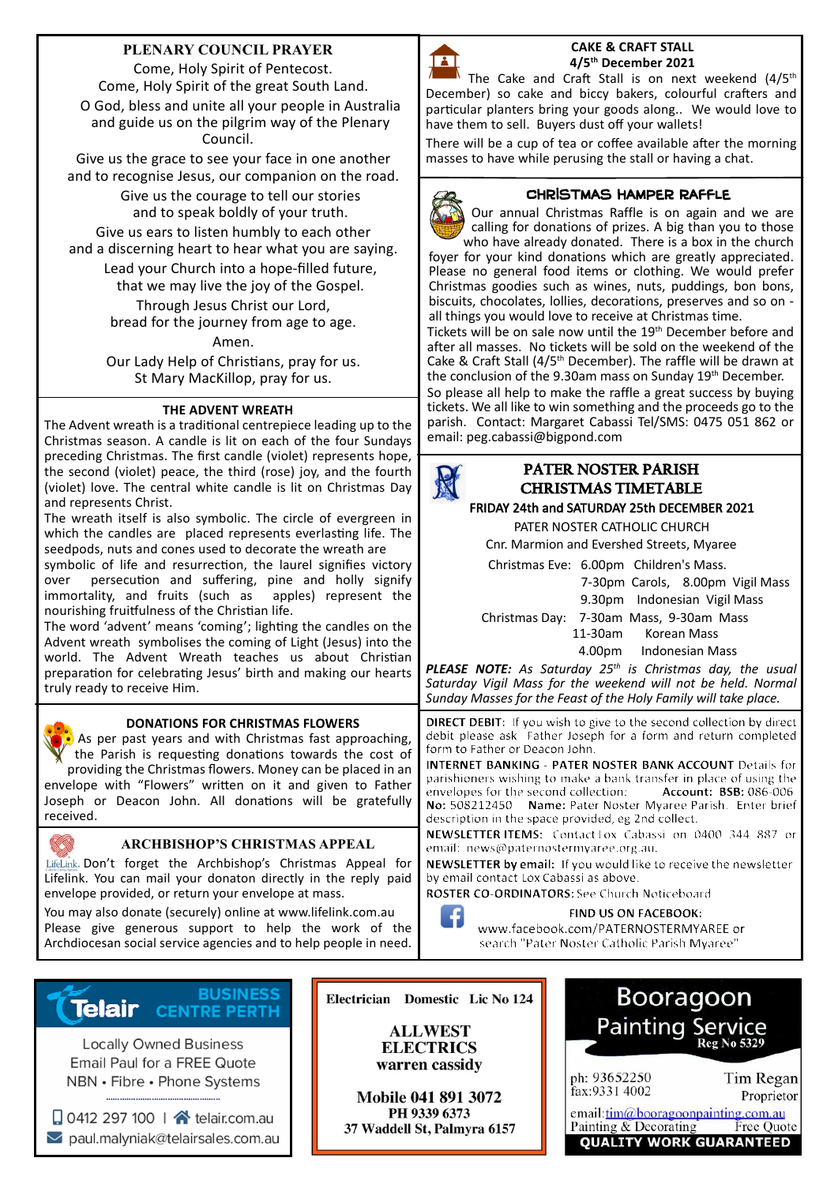## PLENARY COUNCIL PRAYER

Come, Holy Spirit of Pentecost.
Come, Holy Spirit of the great South Land.
O God, bless and unite all your people in Australia and guide us on the pilgrim way of the Plenary Council.
Give us the grace to see your face in one another and to recognise Jesus, our companion on the road.
Give us the courage to tell our stories and to speak boldly of your truth.
Give us ears to listen humbly to each other and a discerning heart to hear what you are saying.
Lead your Church into a hope-filled future, that we may live the joy of the Gospel.
Through Jesus Christ our Lord, bread for the journey from age to age.
Amen.
Our Lady Help of Christians, pray for us.
St Mary MacKillop, pray for us.

## THE ADVENT WREATH

The Advent wreath is a traditional centrepiece leading up to the Christmas season. A candle is lit on each of the four Sundays preceding Christmas. The first candle (violet) represents hope, the second (violet) peace, the third (rose) joy, and the fourth (violet) love. The central white candle is lit on Christmas Day and represents Christ.

The wreath itself is also symbolic. The circle of evergreen in which the candles are placed represents everlasting life. The seedpods, nuts and cones used to decorate the wreath are symbolic of life and resurrection, the laurel signifies victory over persecution and suffering, pine and holly signify immortality, and fruits (such as apples) represent the nourishing fruitfulness of the Christian life.

The word 'advent' means 'coming'; lighting the candles on the Advent wreath symbolises the coming of Light (Jesus) into the world. The Advent Wreath teaches us about Christian preparation for celebrating Jesus' birth and making our hearts truly ready to receive Him.

## DONATIONS FOR CHRISTMAS FLOWERS

As per past years and with Christmas fast approaching, the Parish is requesting donations towards the cost of providing the Christmas flowers. Money can be placed in an envelope with "Flowers" written on it and given to Father Joseph or Deacon John. All donations will be gratefully received.

## ARCHBISHOP'S CHRISTMAS APPEAL

LifeLink. Don't forget the Archbishop's Christmas Appeal for Lifelink. You can mail your donaton directly in the reply paid envelope provided, or return your envelope at mass.

You may also donate (securely) online at www.lifelink.com.au

Please give generous support to help the work of the Archdiocesan social service agencies and to help people in need.

## CAKE & CRAFT STALL
### 4/5th December 2021

The Cake and Craft Stall is on next weekend (4/5th December) so cake and biccy bakers, colourful crafters and particular planters bring your goods along.. We would love to have them to sell. Buyers dust off your wallets!

There will be a cup of tea or coffee available after the morning masses to have while perusing the stall or having a chat.

## CHRISTMAS HAMPER RAFFLE

Our annual Christmas Raffle is on again and we are calling for donations of prizes. A big than you to those who have already donated. There is a box in the church foyer for your kind donations which are greatly appreciated. Please no general food items or clothing. We would prefer Christmas goodies such as wines, nuts, puddings, bon bons, biscuits, chocolates, lollies, decorations, preserves and so on - all things you would love to receive at Christmas time.

Tickets will be on sale now until the 19th December before and after all masses. No tickets will be sold on the weekend of the Cake & Craft Stall (4/5th December). The raffle will be drawn at the conclusion of the 9.30am mass on Sunday 19th December.

So please all help to make the raffle a great success by buying tickets. We all like to win something and the proceeds go to the parish. Contact: Margaret Cabassi Tel/SMS: 0475 051 862 or email: peg.cabassi@bigpond.com

## PATER NOSTER PARISH CHRISTMAS TIMETABLE

**FRIDAY 24th and SATURDAY 25th DECEMBER 2021**

PATER NOSTER CATHOLIC CHURCH
Cnr. Marmion and Evershed Streets, Myaree

Christmas Eve: 6.00pm Children's Mass.
7-30pm Carols, 8.00pm Vigil Mass
9.30pm Indonesian Vigil Mass

Christmas Day: 7-30am Mass, 9-30am Mass
11-30am Korean Mass
4.00pm Indonesian Mass

***PLEASE NOTE:*** *As Saturday 25th is Christmas day, the usual Saturday Vigil Mass for the weekend will not be held. Normal Sunday Masses for the Feast of the Holy Family will take place.*

**DIRECT DEBIT**: If you wish to give to the second collection by direct debit please ask Father Joseph for a form and return completed form to Father or Deacon John.

**INTERNET BANKING - PATER NOSTER BANK ACCOUNT** Details for parishioners wishing to make a bank transfer in place of using the envelopes for the second collection: **Account: BSB:** 086-006 **No:** 508212450 **Name:** Pater Noster Myaree Parish. Enter brief description in the space provided, eg 2nd collect.

**NEWSLETTER ITEMS**: Contact Lox Cabassi on 0400 344 887 or email: news@paternostermyaree.org.au.

**NEWSLETTER by email**: If you would like to receive the newsletter by email contact Lox Cabassi as above.

**ROSTER CO-ORDINATORS:** See Church Noticeboard

**FIND US ON FACEBOOK:**
www.facebook.com/PATERNOSTERMYAREE or search "Pater Noster Catholic Parish Myaree"

---

**Telair BUSINESS CENTRE PERTH**
Locally Owned Business
Email Paul for a FREE Quote
NBN • Fibre • Phone Systems
0412 297 100 | telair.com.au
paul.malyniak@telairsales.com.au

**Electrician Domestic Lic No 124**
**ALLWEST ELECTRICS**
**warren cassidy**
**Mobile 041 891 3072**
**PH 9339 6373**
**37 Waddell St, Palmyra 6157**

**Booragoon Painting Service**
Reg No 5329
ph: 93652250
fax:9331 4002
Tim Regan
Proprietor
email: tim@booragoonpainting.com.au
Painting & Decorating Free Quote
**QUALITY WORK GUARANTEED**